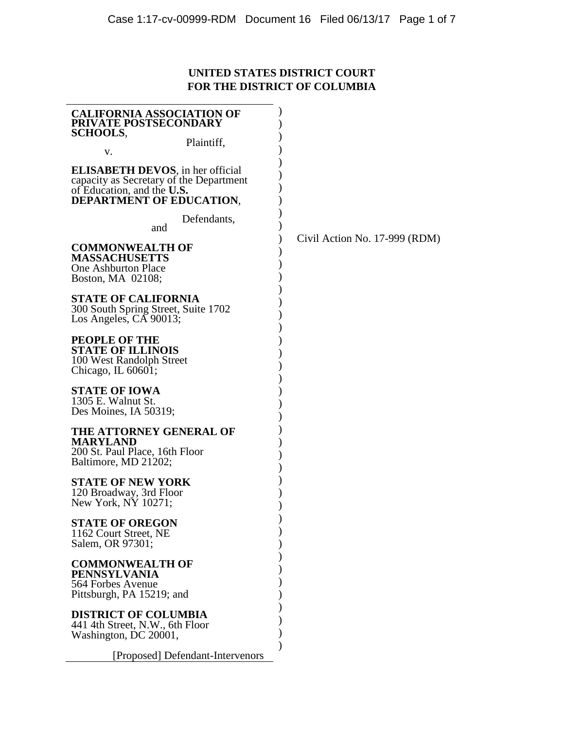**UNITED STATES DISTRICT COURT**
**FOR THE DISTRICT OF COLUMBIA**

**CALIFORNIA ASSOCIATION OF PRIVATE POSTSECONDARY SCHOOLS**,

Plaintiff,

v.

**ELISABETH DEVOS**, in her official capacity as Secretary of the Department of Education, and the **U.S. DEPARTMENT OF EDUCATION**,

Defendants,

and

**COMMONWEALTH OF MASSACHUSETTS**
One Ashburton Place
Boston, MA 02108;

**STATE OF CALIFORNIA**
300 South Spring Street, Suite 1702
Los Angeles, CA 90013;

**PEOPLE OF THE STATE OF ILLINOIS**
100 West Randolph Street
Chicago, IL 60601;

**STATE OF IOWA**
1305 E. Walnut St.
Des Moines, IA 50319;

**THE ATTORNEY GENERAL OF MARYLAND**
200 St. Paul Place, 16th Floor
Baltimore, MD 21202;

**STATE OF NEW YORK**
120 Broadway, 3rd Floor
New York, NY 10271;

**STATE OF OREGON**
1162 Court Street, NE
Salem, OR 97301;

**COMMONWEALTH OF PENNSYLVANIA**
564 Forbes Avenue
Pittsburgh, PA 15219; and

**DISTRICT OF COLUMBIA**
441 4th Street, N.W., 6th Floor
Washington, DC 20001,

[Proposed] Defendant-Intervenors

Civil Action No. 17-999 (RDM)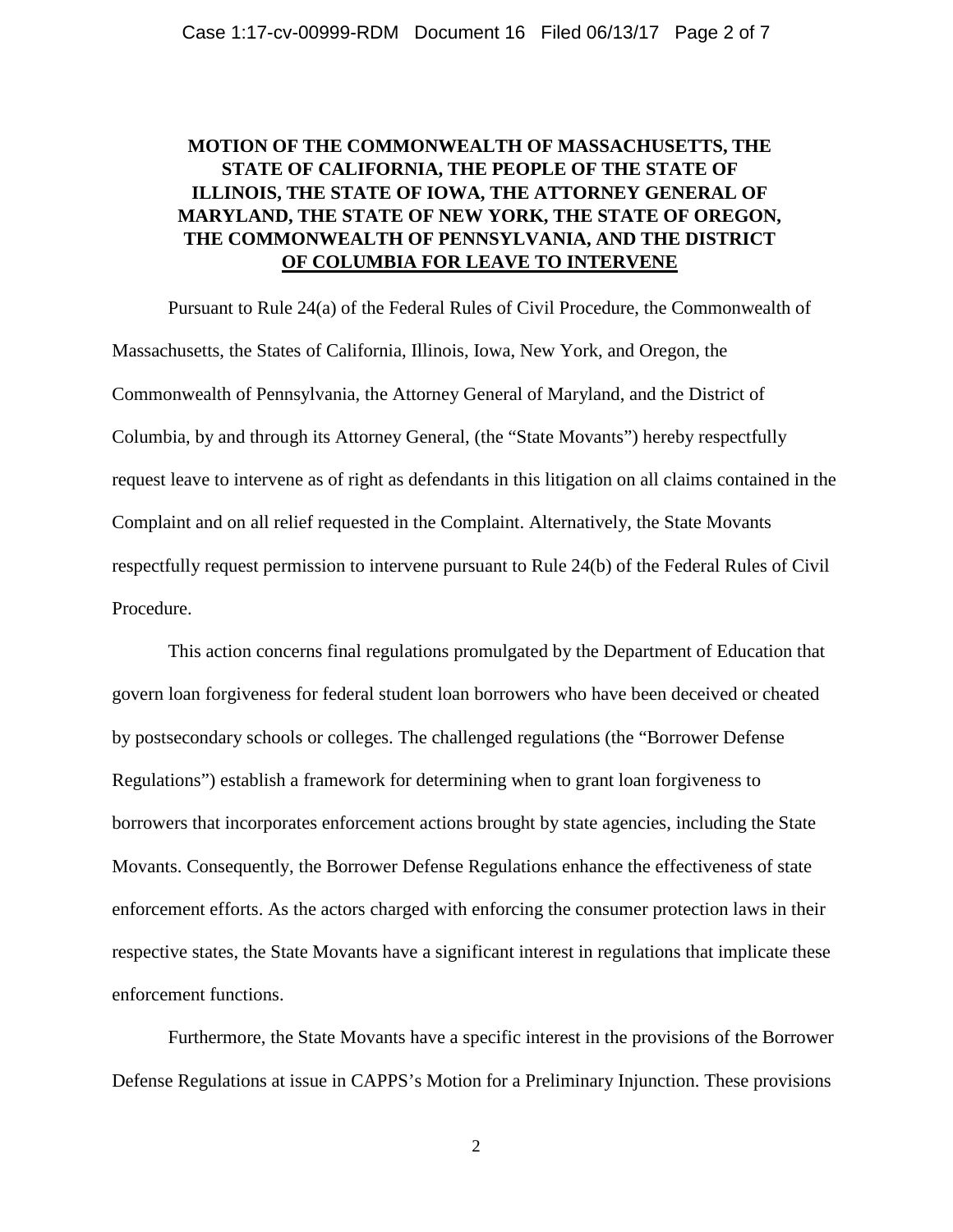**MOTION OF THE COMMONWEALTH OF MASSACHUSETTS, THE STATE OF CALIFORNIA, THE PEOPLE OF THE STATE OF ILLINOIS, THE STATE OF IOWA, THE ATTORNEY GENERAL OF MARYLAND, THE STATE OF NEW YORK, THE STATE OF OREGON, THE COMMONWEALTH OF PENNSYLVANIA, AND THE DISTRICT OF COLUMBIA FOR LEAVE TO INTERVENE**

Pursuant to Rule 24(a) of the Federal Rules of Civil Procedure, the Commonwealth of Massachusetts, the States of California, Illinois, Iowa, New York, and Oregon, the Commonwealth of Pennsylvania, the Attorney General of Maryland, and the District of Columbia, by and through its Attorney General, (the "State Movants") hereby respectfully request leave to intervene as of right as defendants in this litigation on all claims contained in the Complaint and on all relief requested in the Complaint. Alternatively, the State Movants respectfully request permission to intervene pursuant to Rule 24(b) of the Federal Rules of Civil Procedure.

This action concerns final regulations promulgated by the Department of Education that govern loan forgiveness for federal student loan borrowers who have been deceived or cheated by postsecondary schools or colleges. The challenged regulations (the "Borrower Defense Regulations") establish a framework for determining when to grant loan forgiveness to borrowers that incorporates enforcement actions brought by state agencies, including the State Movants. Consequently, the Borrower Defense Regulations enhance the effectiveness of state enforcement efforts. As the actors charged with enforcing the consumer protection laws in their respective states, the State Movants have a significant interest in regulations that implicate these enforcement functions.

Furthermore, the State Movants have a specific interest in the provisions of the Borrower Defense Regulations at issue in CAPPS's Motion for a Preliminary Injunction. These provisions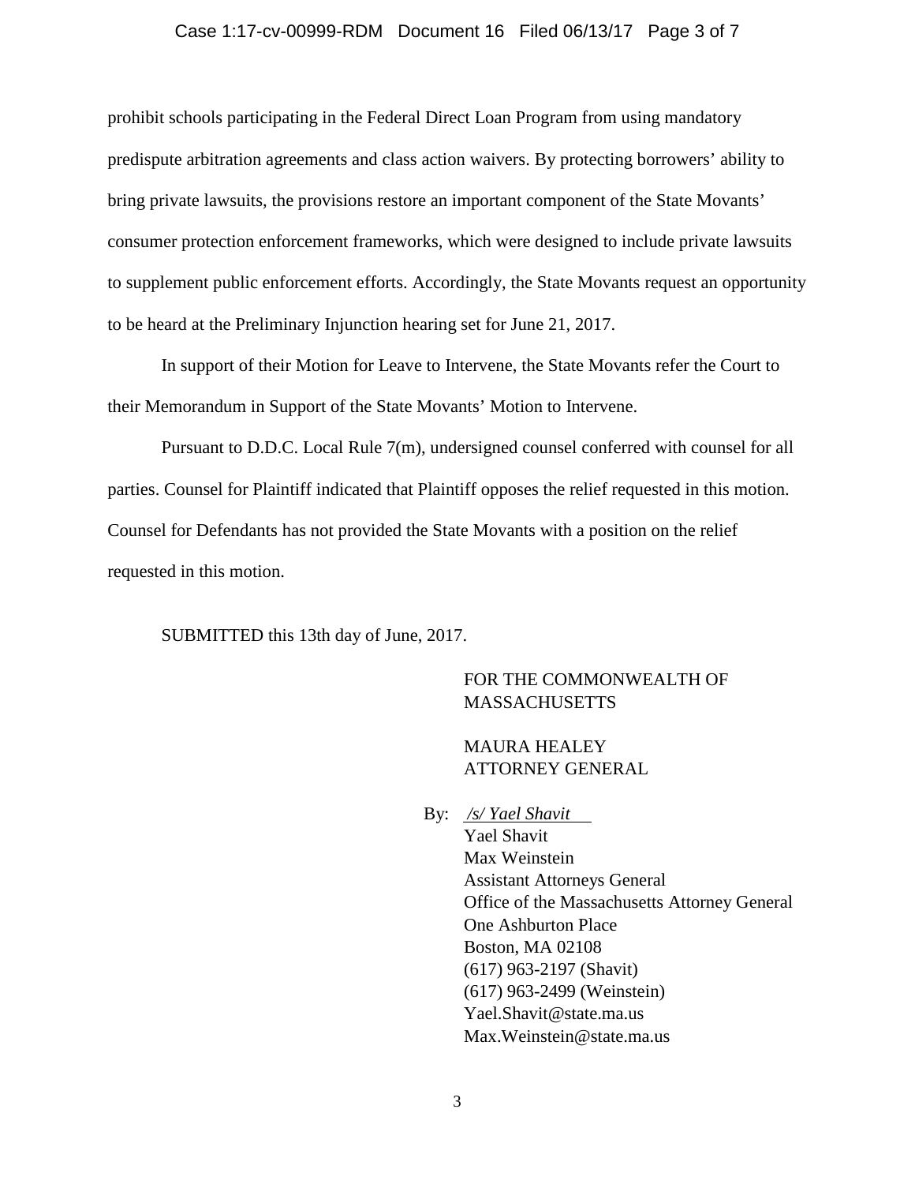prohibit schools participating in the Federal Direct Loan Program from using mandatory predispute arbitration agreements and class action waivers. By protecting borrowers' ability to bring private lawsuits, the provisions restore an important component of the State Movants' consumer protection enforcement frameworks, which were designed to include private lawsuits to supplement public enforcement efforts. Accordingly, the State Movants request an opportunity to be heard at the Preliminary Injunction hearing set for June 21, 2017.

In support of their Motion for Leave to Intervene, the State Movants refer the Court to their Memorandum in Support of the State Movants' Motion to Intervene.

Pursuant to D.D.C. Local Rule 7(m), undersigned counsel conferred with counsel for all parties. Counsel for Plaintiff indicated that Plaintiff opposes the relief requested in this motion. Counsel for Defendants has not provided the State Movants with a position on the relief requested in this motion.

SUBMITTED this 13th day of June, 2017.

FOR THE COMMONWEALTH OF MASSACHUSETTS

MAURA HEALEY
ATTORNEY GENERAL

By: */s/ Yael Shavit*
Yael Shavit
Max Weinstein
Assistant Attorneys General
Office of the Massachusetts Attorney General
One Ashburton Place
Boston, MA 02108
(617) 963-2197 (Shavit)
(617) 963-2499 (Weinstein)
Yael.Shavit@state.ma.us
Max.Weinstein@state.ma.us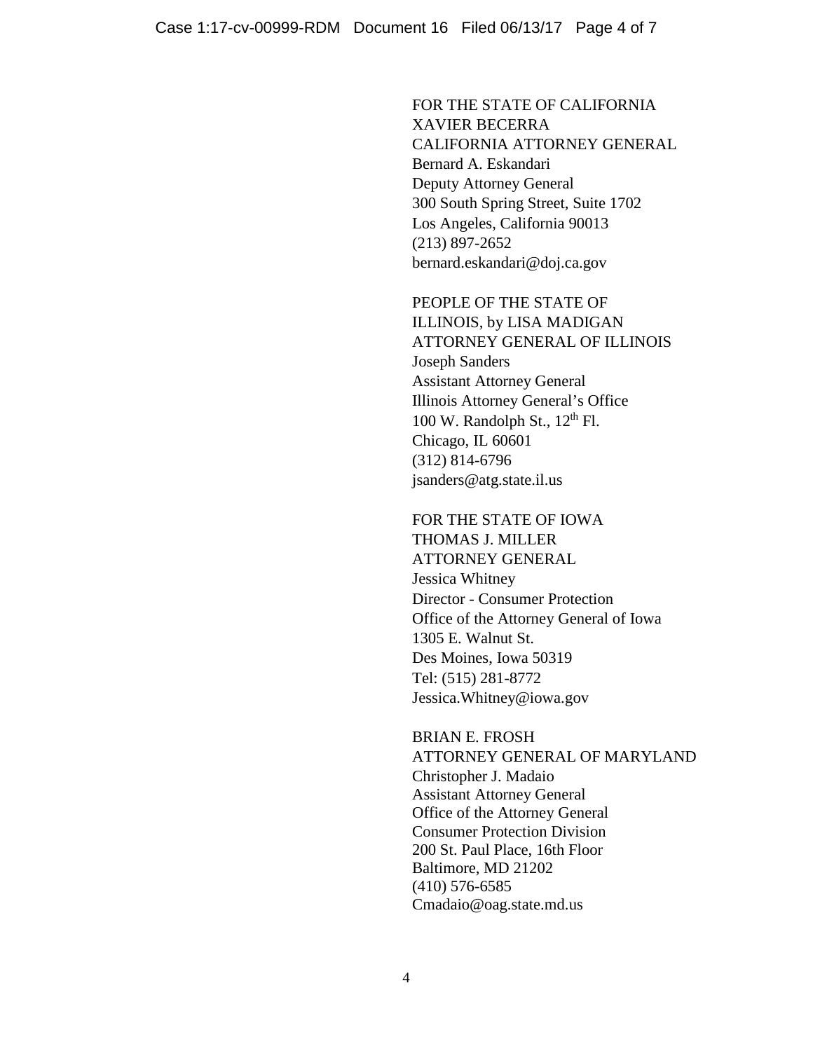FOR THE STATE OF CALIFORNIA
XAVIER BECERRA
CALIFORNIA ATTORNEY GENERAL
Bernard A. Eskandari
Deputy Attorney General
300 South Spring Street, Suite 1702
Los Angeles, California 90013
(213) 897-2652
bernard.eskandari@doj.ca.gov

PEOPLE OF THE STATE OF
ILLINOIS, by LISA MADIGAN
ATTORNEY GENERAL OF ILLINOIS
Joseph Sanders
Assistant Attorney General
Illinois Attorney General's Office
100 W. Randolph St., 12th Fl.
Chicago, IL 60601
(312) 814-6796
jsanders@atg.state.il.us

FOR THE STATE OF IOWA
THOMAS J. MILLER
ATTORNEY GENERAL
Jessica Whitney
Director - Consumer Protection
Office of the Attorney General of Iowa
1305 E. Walnut St.
Des Moines, Iowa 50319
Tel: (515) 281-8772
Jessica.Whitney@iowa.gov

BRIAN E. FROSH
ATTORNEY GENERAL OF MARYLAND
Christopher J. Madaio
Assistant Attorney General
Office of the Attorney General
Consumer Protection Division
200 St. Paul Place, 16th Floor
Baltimore, MD 21202
(410) 576-6585
Cmadaio@oag.state.md.us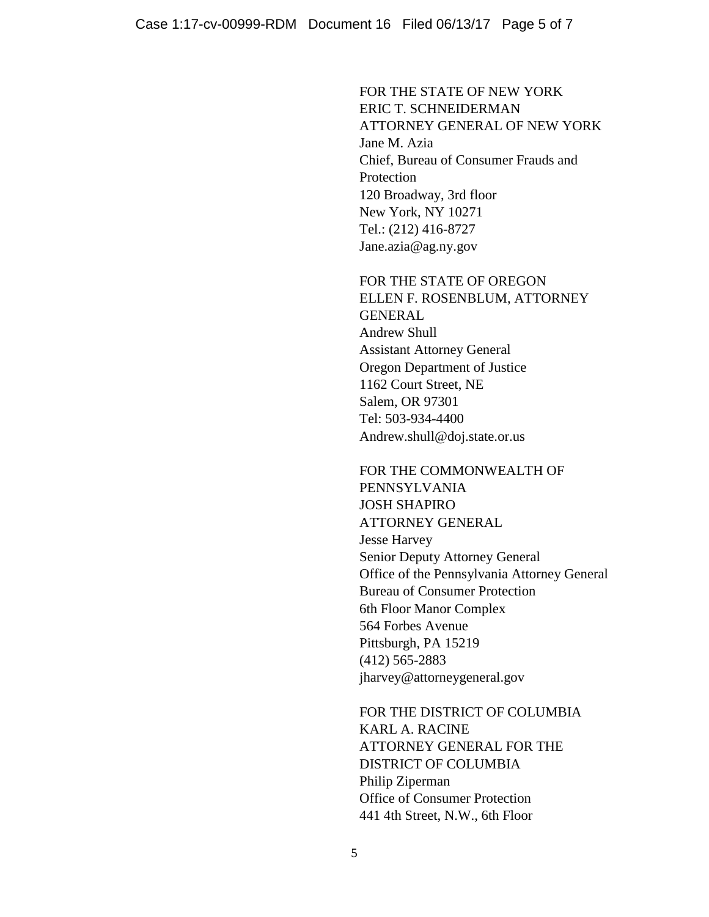FOR THE STATE OF NEW YORK
ERIC T. SCHNEIDERMAN
ATTORNEY GENERAL OF NEW YORK
Jane M. Azia
Chief, Bureau of Consumer Frauds and Protection
120 Broadway, 3rd floor
New York, NY 10271
Tel.: (212) 416-8727
Jane.azia@ag.ny.gov

FOR THE STATE OF OREGON
ELLEN F. ROSENBLUM, ATTORNEY GENERAL
Andrew Shull
Assistant Attorney General
Oregon Department of Justice
1162 Court Street, NE
Salem, OR 97301
Tel: 503-934-4400
Andrew.shull@doj.state.or.us

FOR THE COMMONWEALTH OF PENNSYLVANIA
JOSH SHAPIRO
ATTORNEY GENERAL
Jesse Harvey
Senior Deputy Attorney General
Office of the Pennsylvania Attorney General
Bureau of Consumer Protection
6th Floor Manor Complex
564 Forbes Avenue
Pittsburgh, PA 15219
(412) 565-2883
jharvey@attorneygeneral.gov

FOR THE DISTRICT OF COLUMBIA
KARL A. RACINE
ATTORNEY GENERAL FOR THE DISTRICT OF COLUMBIA
Philip Ziperman
Office of Consumer Protection
441 4th Street, N.W., 6th Floor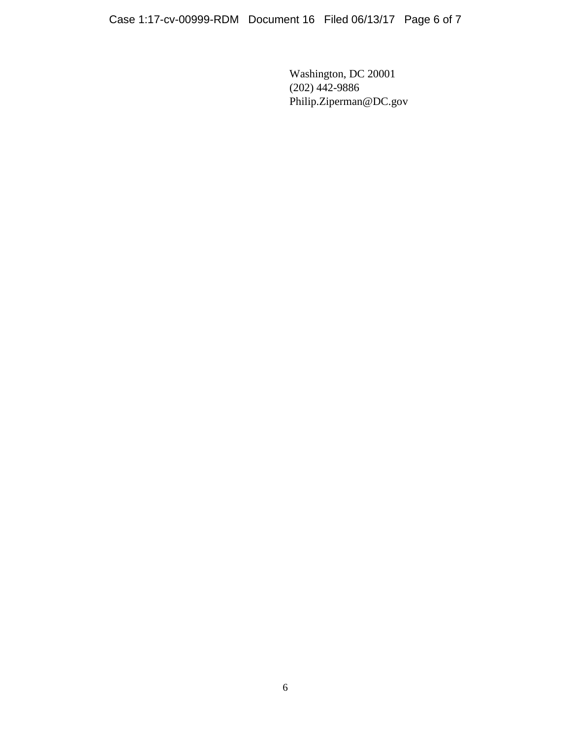Washington, DC 20001
(202) 442-9886
Philip.Ziperman@DC.gov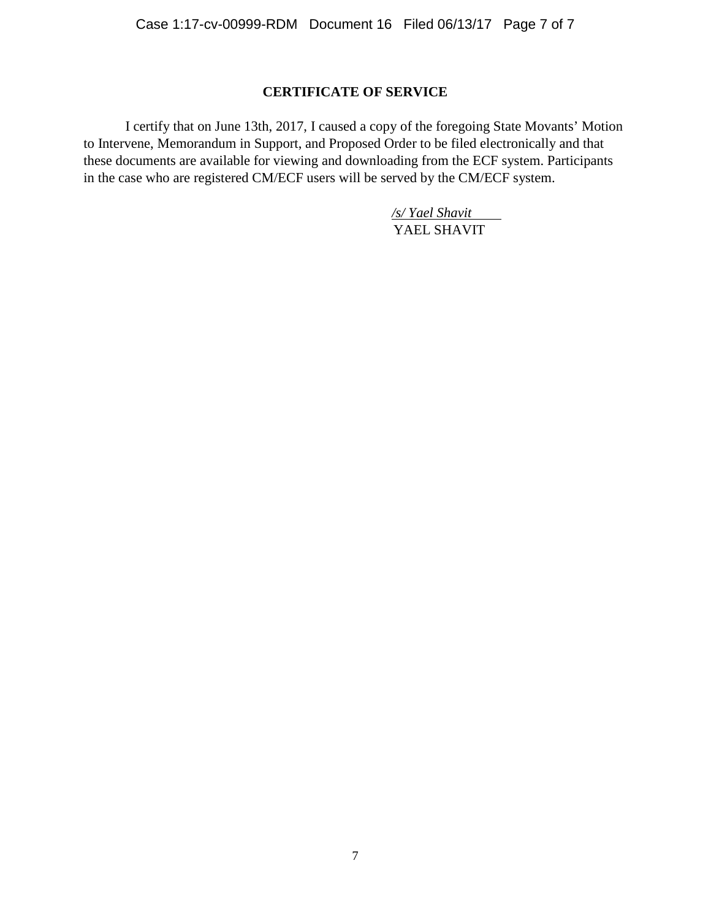## CERTIFICATE OF SERVICE

I certify that on June 13th, 2017, I caused a copy of the foregoing State Movants' Motion to Intervene, Memorandum in Support, and Proposed Order to be filed electronically and that these documents are available for viewing and downloading from the ECF system. Participants in the case who are registered CM/ECF users will be served by the CM/ECF system.

*/s/ Yael Shavit*
YAEL SHAVIT